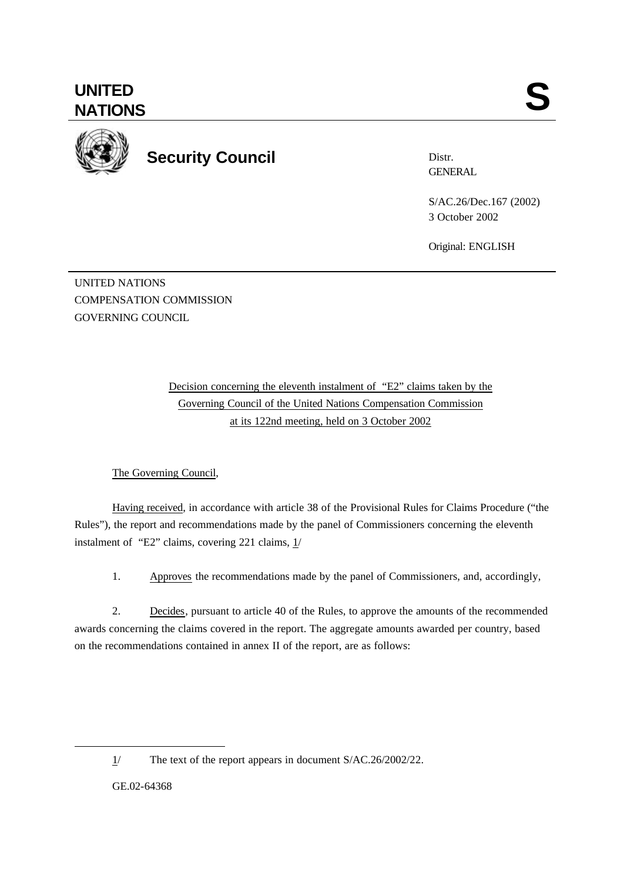**UNITED NATIONS** **S**

**Security Council**

Distr.
GENERAL

S/AC.26/Dec.167 (2002)
3 October 2002

Original: ENGLISH

UNITED NATIONS
COMPENSATION COMMISSION
GOVERNING COUNCIL

Decision concerning the eleventh instalment of "E2" claims taken by the Governing Council of the United Nations Compensation Commission at its 122nd meeting, held on 3 October 2002

The Governing Council,

Having received, in accordance with article 38 of the Provisional Rules for Claims Procedure ("the Rules"), the report and recommendations made by the panel of Commissioners concerning the eleventh instalment of "E2" claims, covering 221 claims, 1/

1. Approves the recommendations made by the panel of Commissioners, and, accordingly,

2. Decides, pursuant to article 40 of the Rules, to approve the amounts of the recommended awards concerning the claims covered in the report. The aggregate amounts awarded per country, based on the recommendations contained in annex II of the report, are as follows:

---

1/ The text of the report appears in document S/AC.26/2002/22.

GE.02-64368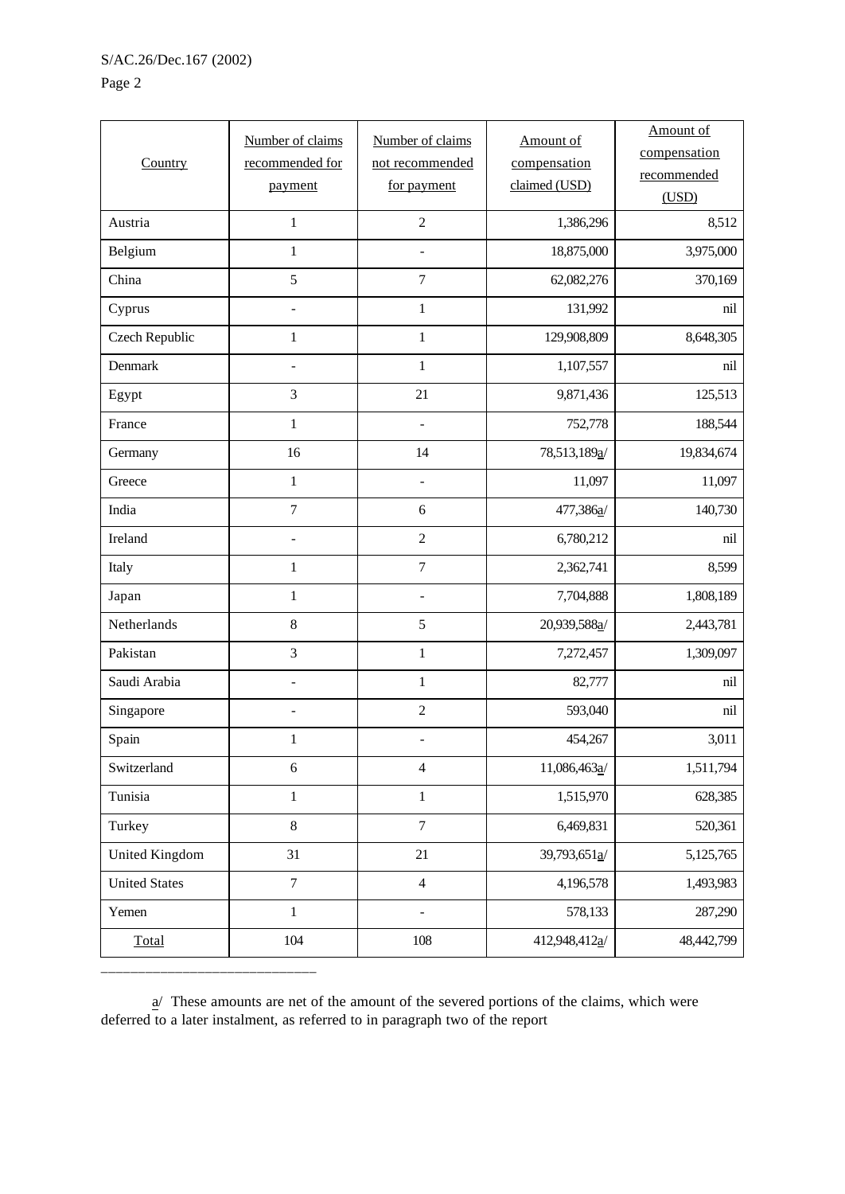| Country | Number of claims recommended for payment | Number of claims not recommended for payment | Amount of compensation claimed (USD) | Amount of compensation recommended (USD) |
|---|---|---|---|---|
| Austria | 1 | 2 | 1,386,296 | 8,512 |
| Belgium | 1 | - | 18,875,000 | 3,975,000 |
| China | 5 | 7 | 62,082,276 | 370,169 |
| Cyprus | - | 1 | 131,992 | nil |
| Czech Republic | 1 | 1 | 129,908,809 | 8,648,305 |
| Denmark | - | 1 | 1,107,557 | nil |
| Egypt | 3 | 21 | 9,871,436 | 125,513 |
| France | 1 | - | 752,778 | 188,544 |
| Germany | 16 | 14 | 78,513,189a/ | 19,834,674 |
| Greece | 1 | - | 11,097 | 11,097 |
| India | 7 | 6 | 477,386a/ | 140,730 |
| Ireland | - | 2 | 6,780,212 | nil |
| Italy | 1 | 7 | 2,362,741 | 8,599 |
| Japan | 1 | - | 7,704,888 | 1,808,189 |
| Netherlands | 8 | 5 | 20,939,588a/ | 2,443,781 |
| Pakistan | 3 | 1 | 7,272,457 | 1,309,097 |
| Saudi Arabia | - | 1 | 82,777 | nil |
| Singapore | - | 2 | 593,040 | nil |
| Spain | 1 | - | 454,267 | 3,011 |
| Switzerland | 6 | 4 | 11,086,463a/ | 1,511,794 |
| Tunisia | 1 | 1 | 1,515,970 | 628,385 |
| Turkey | 8 | 7 | 6,469,831 | 520,361 |
| United Kingdom | 31 | 21 | 39,793,651a/ | 5,125,765 |
| United States | 7 | 4 | 4,196,578 | 1,493,983 |
| Yemen | 1 | - | 578,133 | 287,290 |
| Total | 104 | 108 | 412,948,412a/ | 48,442,799 |

a/ These amounts are net of the amount of the severed portions of the claims, which were deferred to a later instalment, as referred to in paragraph two of the report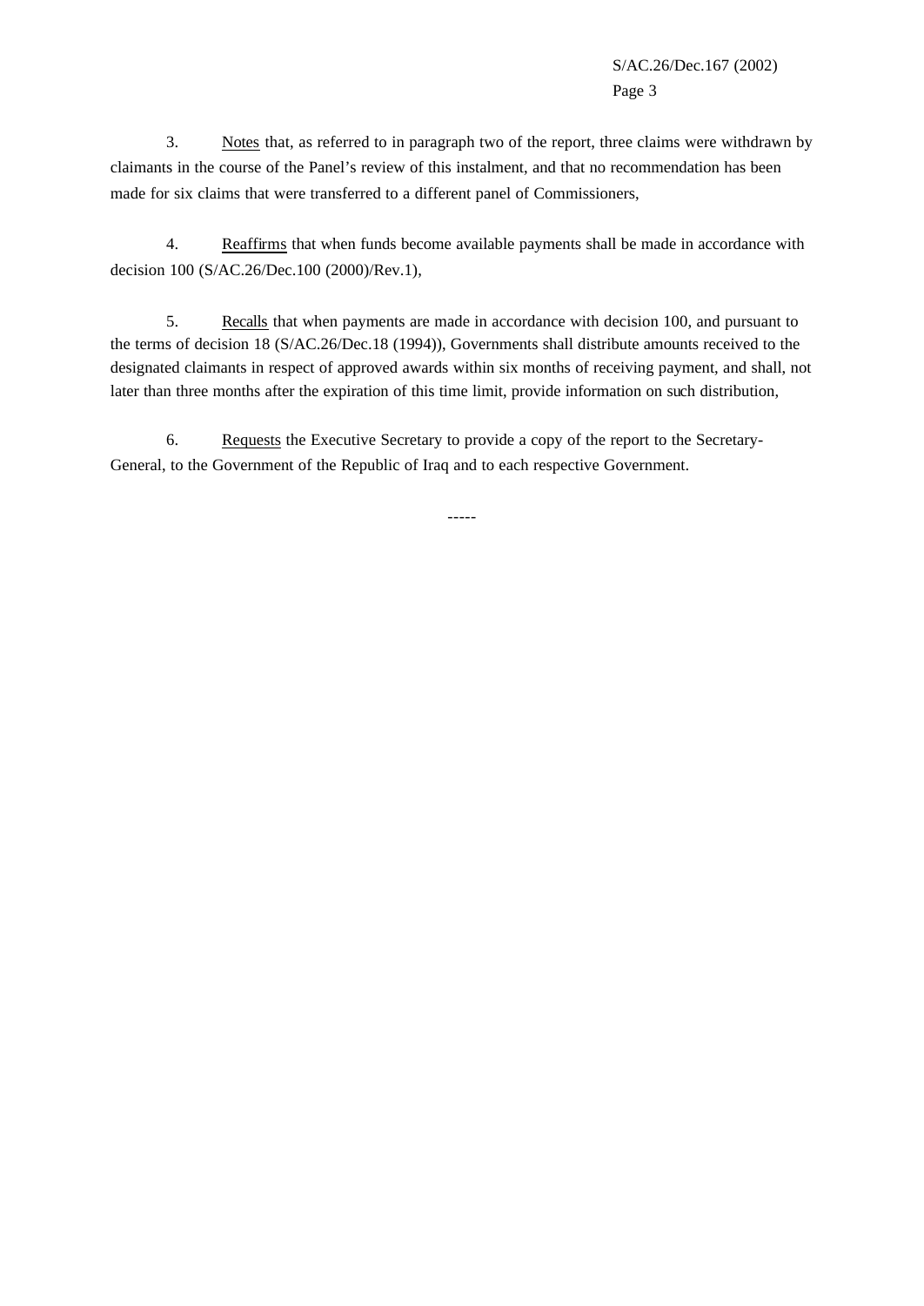3. Notes that, as referred to in paragraph two of the report, three claims were withdrawn by claimants in the course of the Panel's review of this instalment, and that no recommendation has been made for six claims that were transferred to a different panel of Commissioners,

4. Reaffirms that when funds become available payments shall be made in accordance with decision 100 (S/AC.26/Dec.100 (2000)/Rev.1),

5. Recalls that when payments are made in accordance with decision 100, and pursuant to the terms of decision 18 (S/AC.26/Dec.18 (1994)), Governments shall distribute amounts received to the designated claimants in respect of approved awards within six months of receiving payment, and shall, not later than three months after the expiration of this time limit, provide information on such distribution,

6. Requests the Executive Secretary to provide a copy of the report to the Secretary-General, to the Government of the Republic of Iraq and to each respective Government.

-----